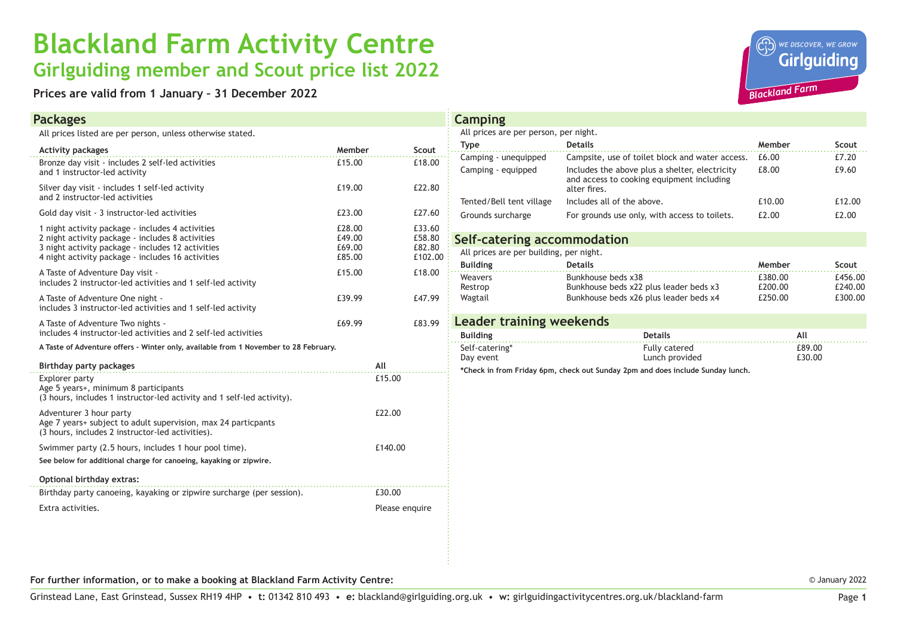# Blackland Farm Activity Centre

## Girlguiding member and Scout price list 2022

**Prices are valid from 1 January – 31 December 2022**

## Packages

All prices listed are per person, unless otherwise stated.

| Activity packages | Member | Scout |
|---|---|---|
| Bronze day visit - includes 2 self-led activities and 1 instructor-led activity | £15.00 | £18.00 |
| Silver day visit - includes 1 self-led activity and 2 instructor-led activities | £19.00 | £22.80 |
| Gold day visit - 3 instructor-led activities | £23.00 | £27.60 |
| 1 night activity package - includes 4 activities | £28.00 | £33.60 |
| 2 night activity package - includes 8 activities | £49.00 | £58.80 |
| 3 night activity package - includes 12 activities | £69.00 | £82.80 |
| 4 night activity package - includes 16 activities | £85.00 | £102.00 |
| A Taste of Adventure Day visit - includes 2 instructor-led activities and 1 self-led activity | £15.00 | £18.00 |
| A Taste of Adventure One night - includes 3 instructor-led activities and 1 self-led activity | £39.99 | £47.99 |
| A Taste of Adventure Two nights - includes 4 instructor-led activities and 2 self-led activities | £69.99 | £83.99 |

**A Taste of Adventure offers - Winter only, available from 1 November to 28 February.**

| Birthday party packages | All |
|---|---|
| Explorer party<br>Age 5 years+, minimum 8 participants<br>(3 hours, includes 1 instructor-led activity and 1 self-led activity). | £15.00 |
| Adventurer 3 hour party<br>Age 7 years+ subject to adult supervision, max 24 particpants<br>(3 hours, includes 2 instructor-led activities). | £22.00 |
| Swimmer party (2.5 hours, includes 1 hour pool time). | £140.00 |

**See below for additional charge for canoeing, kayaking or zipwire.**

| Optional birthday extras: | |
|---|---|
| Birthday party canoeing, kayaking or zipwire surcharge (per session). | £30.00 |
| Extra activities. | Please enquire |

## Camping

All prices are per person, per night.

| Type | Details | Member | Scout |
|---|---|---|---|
| Camping - unequipped | Campsite, use of toilet block and water access. | £6.00 | £7.20 |
| Camping - equipped | Includes the above plus a shelter, electricity and access to cooking equipment including alter fires. | £8.00 | £9.60 |
| Tented/Bell tent village | Includes all of the above. | £10.00 | £12.00 |
| Grounds surcharge | For grounds use only, with access to toilets. | £2.00 | £2.00 |

## Self-catering accommodation

All prices are per building, per night.

| Building | Details | Member | Scout |
|---|---|---|---|
| Weavers | Bunkhouse beds x38 | £380.00 | £456.00 |
| Restrop | Bunkhouse beds x22 plus leader beds x3 | £200.00 | £240.00 |
| Wagtail | Bunkhouse beds x26 plus leader beds x4 | £250.00 | £300.00 |

## Leader training weekends

| Building | Details | All |
|---|---|---|
| Self-catering* | Fully catered | £89.00 |
| Day event | Lunch provided | £30.00 |

**\*Check in from Friday 6pm, check out Sunday 2pm and does include Sunday lunch.**

**For further information, or to make a booking at Blackland Farm Activity Centre:**

Grinstead Lane, East Grinstead, Sussex RH19 4HP • **t:** 01342 810 493 • **e:** blackland@girlguiding.org.uk • **w:** girlguidingactivitycentres.org.uk/blackland-farm

© January 2022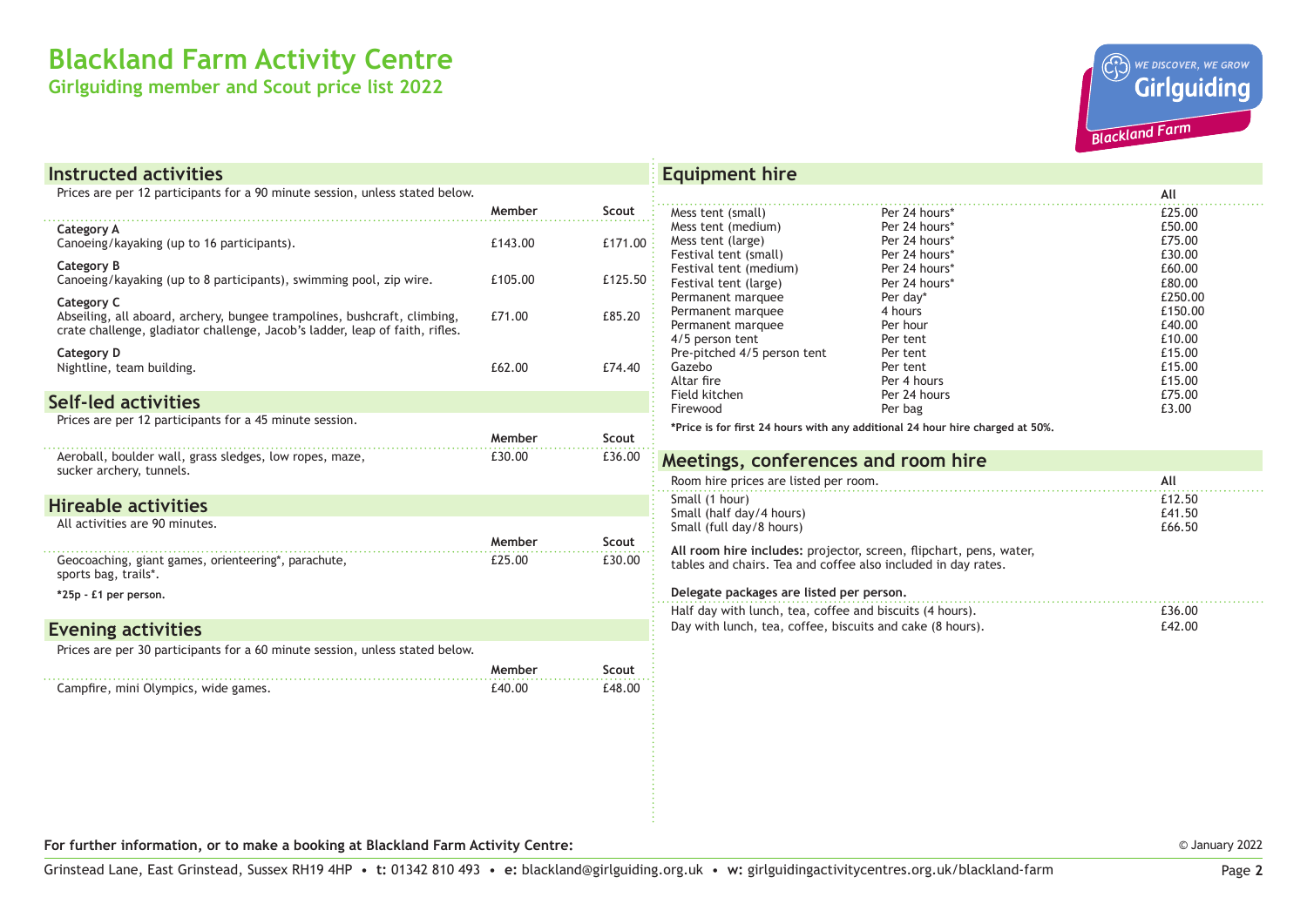# Blackland Farm Activity Centre

## Girlguiding member and Scout price list 2022

## Instructed activities

Prices are per 12 participants for a 90 minute session, unless stated below.

| | Member | Scout |
|---|---|---|
| **Category A**<br>Canoeing/kayaking (up to 16 participants). | £143.00 | £171.00 |
| **Category B**<br>Canoeing/kayaking (up to 8 participants), swimming pool, zip wire. | £105.00 | £125.50 |
| **Category C**<br>Abseiling, all aboard, archery, bungee trampolines, bushcraft, climbing, crate challenge, gladiator challenge, Jacob's ladder, leap of faith, rifles. | £71.00 | £85.20 |
| **Category D**<br>Nightline, team building. | £62.00 | £74.40 |

## Self-led activities

Prices are per 12 participants for a 45 minute session.

| | Member | Scout |
|---|---|---|
| Aeroball, boulder wall, grass sledges, low ropes, maze, sucker archery, tunnels. | £30.00 | £36.00 |

## Hireable activities

All activities are 90 minutes.

| | Member | Scout |
|---|---|---|
| Geocoaching, giant games, orienteering*, parachute, sports bag, trails*. | £25.00 | £30.00 |

**\*25p - £1 per person.**

## Evening activities

Prices are per 30 participants for a 60 minute session, unless stated below.

| | Member | Scout |
|---|---|---|
| Campfire, mini Olympics, wide games. | £40.00 | £48.00 |

## Equipment hire

| | | All |
|---|---|---|
| Mess tent (small) | Per 24 hours* | £25.00 |
| Mess tent (medium) | Per 24 hours* | £50.00 |
| Mess tent (large) | Per 24 hours* | £75.00 |
| Festival tent (small) | Per 24 hours* | £30.00 |
| Festival tent (medium) | Per 24 hours* | £60.00 |
| Festival tent (large) | Per 24 hours* | £80.00 |
| Permanent marquee | Per day* | £250.00 |
| Permanent marquee | 4 hours | £150.00 |
| Permanent marquee | Per hour | £40.00 |
| 4/5 person tent | Per tent | £10.00 |
| Pre-pitched 4/5 person tent | Per tent | £15.00 |
| Gazebo | Per tent | £15.00 |
| Altar fire | Per 4 hours | £15.00 |
| Field kitchen | Per 24 hours | £75.00 |
| Firewood | Per bag | £3.00 |

**\*Price is for first 24 hours with any additional 24 hour hire charged at 50%.**

## Meetings, conferences and room hire

Room hire prices are listed per room.

| | All |
|---|---|
| Small (1 hour) | £12.50 |
| Small (half day/4 hours) | £41.50 |
| Small (full day/8 hours) | £66.50 |

**All room hire includes:** projector, screen, flipchart, pens, water, tables and chairs. Tea and coffee also included in day rates.

**Delegate packages are listed per person.**

| | |
|---|---|
| Half day with lunch, tea, coffee and biscuits (4 hours). | £36.00 |
| Day with lunch, tea, coffee, biscuits and cake (8 hours). | £42.00 |

**For further information, or to make a booking at Blackland Farm Activity Centre:**

Grinstead Lane, East Grinstead, Sussex RH19 4HP • **t:** 01342 810 493 • **e:** blackland@girlguiding.org.uk • **w:** girlguidingactivitycentres.org.uk/blackland-farm

© January 2022